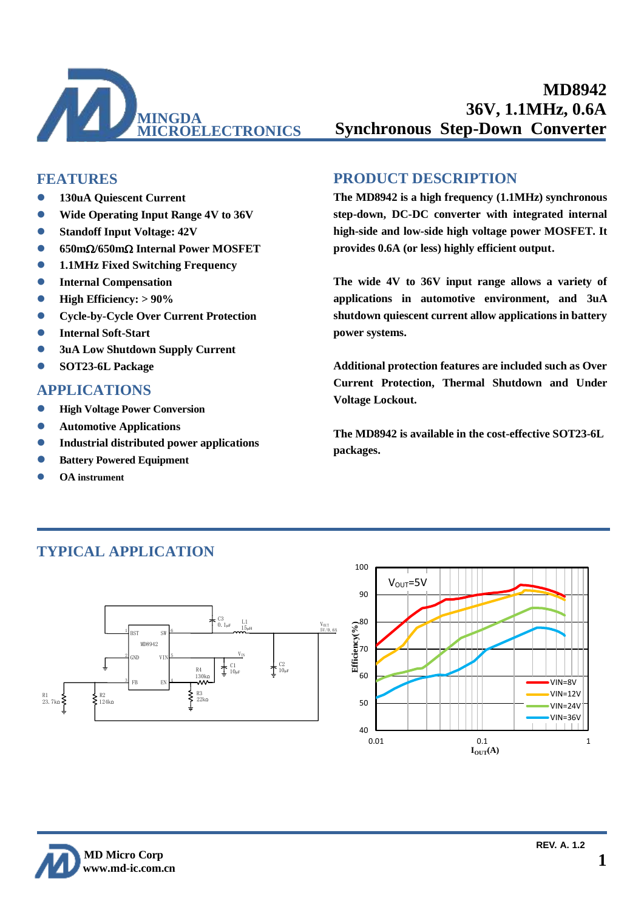# MD8942

## 36V, 1.1MHz, 0.6A Synchronous Step-Down Converter

MINGDA MICROELECTRONICS

## FEATURES

- 130uA Quiescent Current
- Wide Operating Input Range 4V to 36V
- Standoff Input Voltage: 42V
- 650mΩ/650mΩ Internal Power MOSFET
- 1.1MHz Fixed Switching Frequency
- Internal Compensation
- High Efficiency: > 90%
- Cycle-by-Cycle Over Current Protection
- Internal Soft-Start
- 3uA Low Shutdown Supply Current
- SOT23-6L Package

## APPLICATIONS

- High Voltage Power Conversion
- Automotive Applications
- Industrial distributed power applications
- Battery Powered Equipment
- OA instrument

## PRODUCT DESCRIPTION

The MD8942 is a high frequency (1.1MHz) synchronous step-down, DC-DC converter with integrated internal high-side and low-side high voltage power MOSFET. It provides 0.6A (or less) highly efficient output.

The wide 4V to 36V input range allows a variety of applications in automotive environment, and 3uA shutdown quiescent current allow applications in battery power systems.

Additional protection features are included such as Over Current Protection, Thermal Shutdown and Under Voltage Lockout.

The MD8942 is available in the cost-effective SOT23-6L packages.

## TYPICAL APPLICATION

C3 0.1μF
L1 15μH
$V_{OUT}$ 5V/0.6A
1 BST
6 SW
MD8942
2 GND
5 VIN
$V_{IN}$
3 FB
4 EN
R4 130kΩ
C1 10μF
C2 10μF
R1 23.7kΩ
R2 124kΩ
R3 22kΩ

$V_{OUT}$=5V
Efficiency(%)
100
90
80
70
60
50
40
0.01
0.1
1
$I_{OUT}$(A)
VIN=8V
VIN=12V
VIN=24V
VIN=36V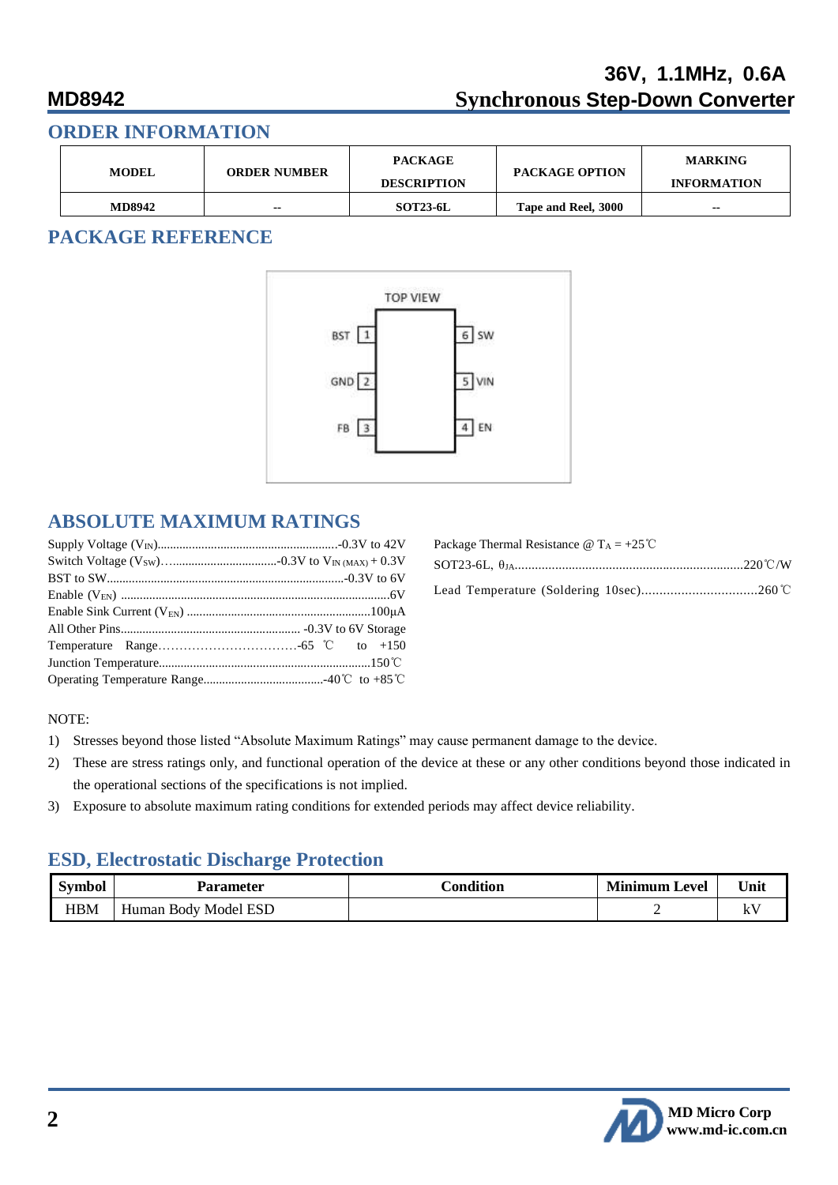## ORDER INFORMATION

| MODEL | ORDER NUMBER | PACKAGE DESCRIPTION | PACKAGE OPTION | MARKING INFORMATION |
|---|---|---|---|---|
| MD8942 | -- | SOT23-6L | Tape and Reel, 3000 | -- |

## PACKAGE REFERENCE

TOP VIEW

BST 1, GND 2, FB 3, 6 SW, 5 VIN, 4 EN

## ABSOLUTE MAXIMUM RATINGS

Supply Voltage ($V_{IN}$)........................................................-0.3V to 42V
Switch Voltage ($V_{SW}$)…...................................-0.3V to $V_{IN\,(MAX)}$ + 0.3V
BST to SW...........................................................................-0.3V to 6V
Enable ($V_{EN}$) ...................................................................................6V
Enable Sink Current ($V_{EN}$) .........................................................100μA
All Other Pins......................................................... -0.3V to 6V Storage
Temperature Range……………………………-65 ℃ to +150
Junction Temperature...................................................................150℃
Operating Temperature Range......................................-40℃ to +85℃

Package Thermal Resistance @ $T_A$ = +25℃
SOT23-6L, $\theta_{JA}$...................................................................220℃/W
Lead Temperature (Soldering 10sec)................................260℃

NOTE:

1) Stresses beyond those listed "Absolute Maximum Ratings" may cause permanent damage to the device.
2) These are stress ratings only, and functional operation of the device at these or any other conditions beyond those indicated in the operational sections of the specifications is not implied.
3) Exposure to absolute maximum rating conditions for extended periods may affect device reliability.

## ESD, Electrostatic Discharge Protection

| Symbol | Parameter | Condition | Minimum Level | Unit |
|---|---|---|---|---|
| HBM | Human Body Model ESD | | 2 | kV |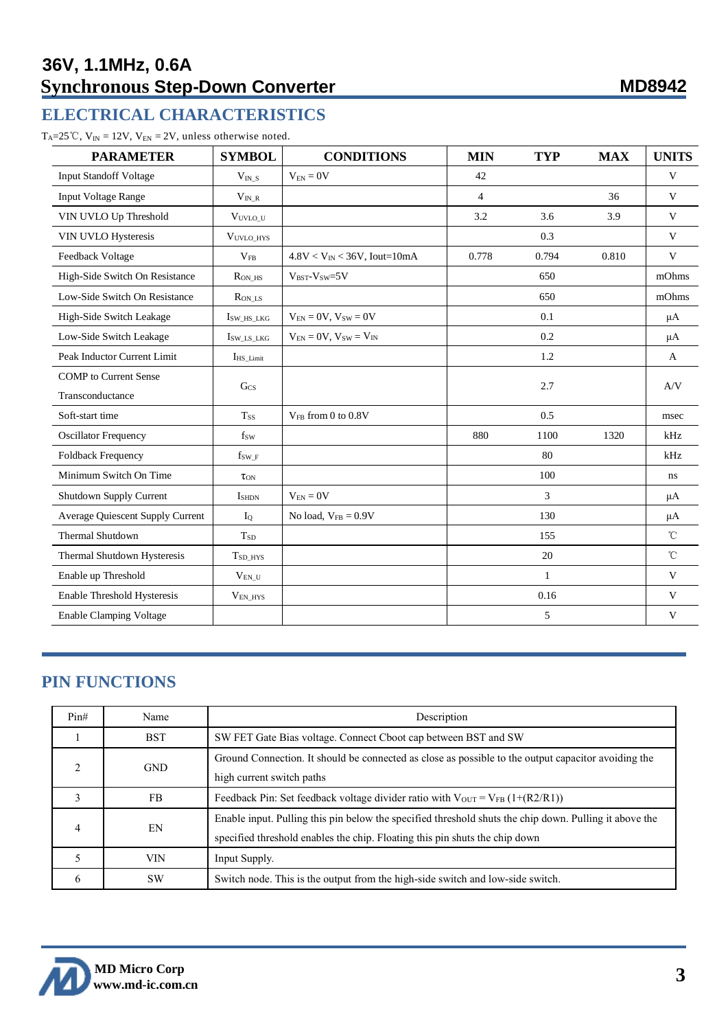## ELECTRICAL CHARACTERISTICS

$T_A$=25℃, $V_{IN}$ = 12V, $V_{EN}$ = 2V, unless otherwise noted.

| PARAMETER | SYMBOL | CONDITIONS | MIN | TYP | MAX | UNITS |
|---|---|---|---|---|---|---|
| Input Standoff Voltage | $V_{IN\_S}$ | $V_{EN}$ = 0V | 42 | | | V |
| Input Voltage Range | $V_{IN\_R}$ | | 4 | | 36 | V |
| VIN UVLO Up Threshold | $V_{UVLO\_U}$ | | 3.2 | 3.6 | 3.9 | V |
| VIN UVLO Hysteresis | $V_{UVLO\_HYS}$ | | | 0.3 | | V |
| Feedback Voltage | $V_{FB}$ | 4.8V < $V_{IN}$ < 36V, Iout=10mA | 0.778 | 0.794 | 0.810 | V |
| High-Side Switch On Resistance | $R_{ON\_HS}$ | $V_{BST}$-$V_{SW}$=5V | | 650 | | mOhms |
| Low-Side Switch On Resistance | $R_{ON\_LS}$ | | | 650 | | mOhms |
| High-Side Switch Leakage | $I_{SW\_HS\_LKG}$ | $V_{EN}$ = 0V, $V_{SW}$ = 0V | | 0.1 | | μA |
| Low-Side Switch Leakage | $I_{SW\_LS\_LKG}$ | $V_{EN}$ = 0V, $V_{SW}$ = $V_{IN}$ | | 0.2 | | μA |
| Peak Inductor Current Limit | $I_{HS\_Limit}$ | | | 1.2 | | A |
| COMP to Current Sense Transconductance | $G_{CS}$ | | | 2.7 | | A/V |
| Soft-start time | $T_{SS}$ | $V_{FB}$ from 0 to 0.8V | | 0.5 | | msec |
| Oscillator Frequency | $f_{SW}$ | | 880 | 1100 | 1320 | kHz |
| Foldback Frequency | $f_{SW\_F}$ | | | 80 | | kHz |
| Minimum Switch On Time | $\tau_{ON}$ | | | 100 | | ns |
| Shutdown Supply Current | $I_{SHDN}$ | $V_{EN}$ = 0V | | 3 | | μA |
| Average Quiescent Supply Current | $I_Q$ | No load, $V_{FB}$ = 0.9V | | 130 | | μA |
| Thermal Shutdown | $T_{SD}$ | | | 155 | | ℃ |
| Thermal Shutdown Hysteresis | $T_{SD\_HYS}$ | | | 20 | | ℃ |
| Enable up Threshold | $V_{EN\_U}$ | | | 1 | | V |
| Enable Threshold Hysteresis | $V_{EN\_HYS}$ | | | 0.16 | | V |
| Enable Clamping Voltage | | | | 5 | | V |

## PIN FUNCTIONS

| Pin# | Name | Description |
|---|---|---|
| 1 | BST | SW FET Gate Bias voltage. Connect Cboot cap between BST and SW |
| 2 | GND | Ground Connection. It should be connected as close as possible to the output capacitor avoiding the high current switch paths |
| 3 | FB | Feedback Pin: Set feedback voltage divider ratio with $V_{OUT} = V_{FB}\ (1+(R2/R1))$ |
| 4 | EN | Enable input. Pulling this pin below the specified threshold shuts the chip down. Pulling it above the specified threshold enables the chip. Floating this pin shuts the chip down |
| 5 | VIN | Input Supply. |
| 6 | SW | Switch node. This is the output from the high-side switch and low-side switch. |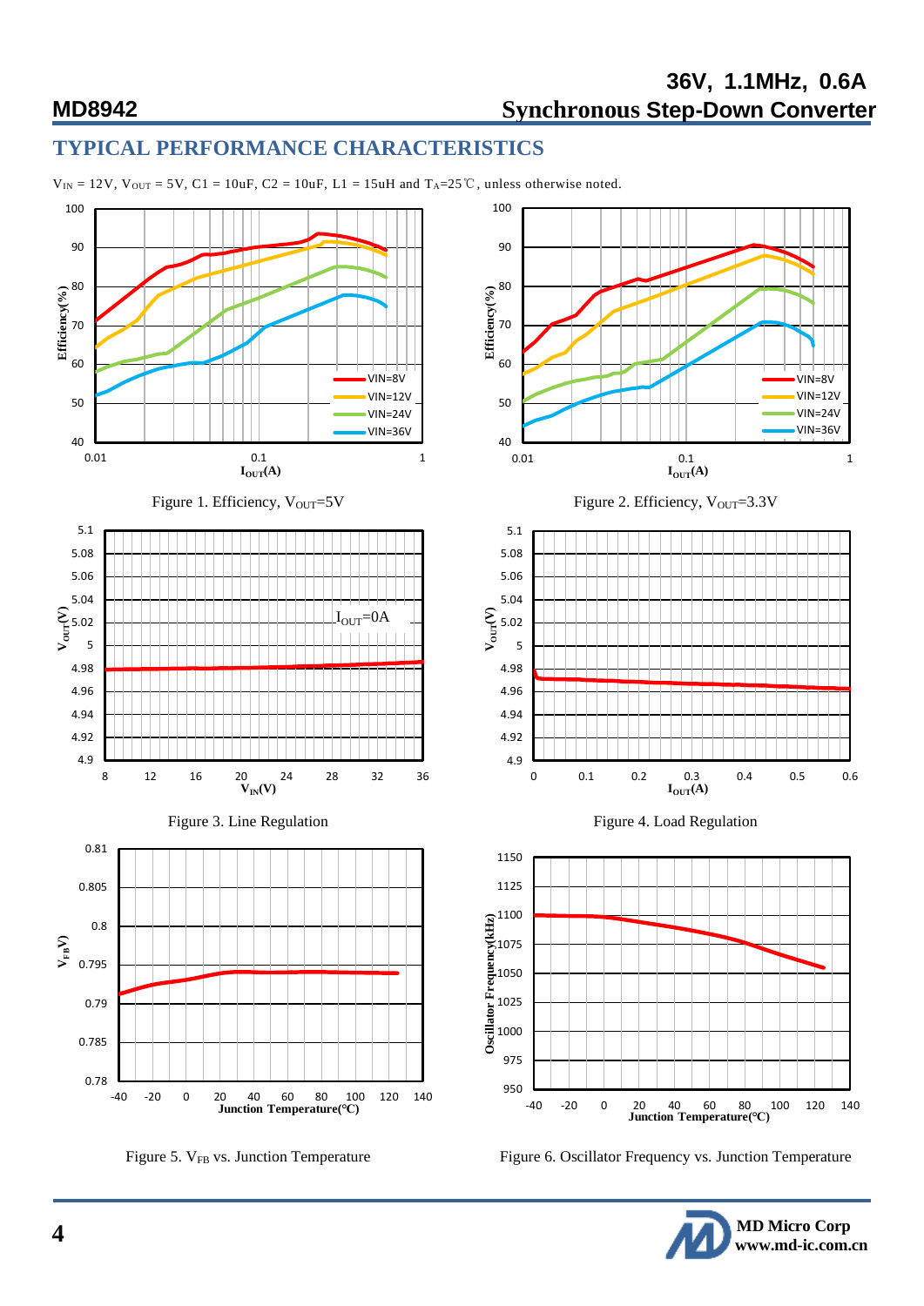## TYPICAL PERFORMANCE CHARACTERISTICS

$V_{IN}$ = 12V, $V_{OUT}$ = 5V, C1 = 10uF, C2 = 10uF, L1 = 15uH and $T_A$=25℃, unless otherwise noted.

Efficiency(%)
100
90
80
70
60
50
40
0.01
0.1
1
$I_{OUT}$(A)
VIN=8V
VIN=12V
VIN=24V
VIN=36V

Figure 1. Efficiency, $V_{OUT}$=5V

Efficiency(%)
100
90
80
70
60
50
40
0.01
0.1
1
$I_{OUT}$(A)
VIN=8V
VIN=12V
VIN=24V
VIN=36V

Figure 2. Efficiency, $V_{OUT}$=3.3V

$V_{OUT}$(V)
5.1
5.08
5.06
5.04
5.02
5
4.98
4.96
4.94
4.92
4.9
8
12
16
20
24
28
32
36
$V_{IN}$(V)
$I_{OUT}$=0A

Figure 3. Line Regulation

$V_{OUT}$(V)
5.1
5.08
5.06
5.04
5.02
5
4.98
4.96
4.94
4.92
4.9
0
0.1
0.2
0.3
0.4
0.5
0.6
$I_{OUT}$(A)

Figure 4. Load Regulation

$V_{FB}$ V)
0.81
0.805
0.8
0.795
0.79
0.785
0.78
-40
-20
0
20
40
60
80
100
120
140
Junction Temperature(℃)

Figure 5. $V_{FB}$ vs. Junction Temperature

Oscillator Frequency(kHz)
1150
1125
1100
1075
1050
1025
1000
975
950
-40
-20
0
20
40
60
80
100
120
140
Junction Temperature(℃)

Figure 6. Oscillator Frequency vs. Junction Temperature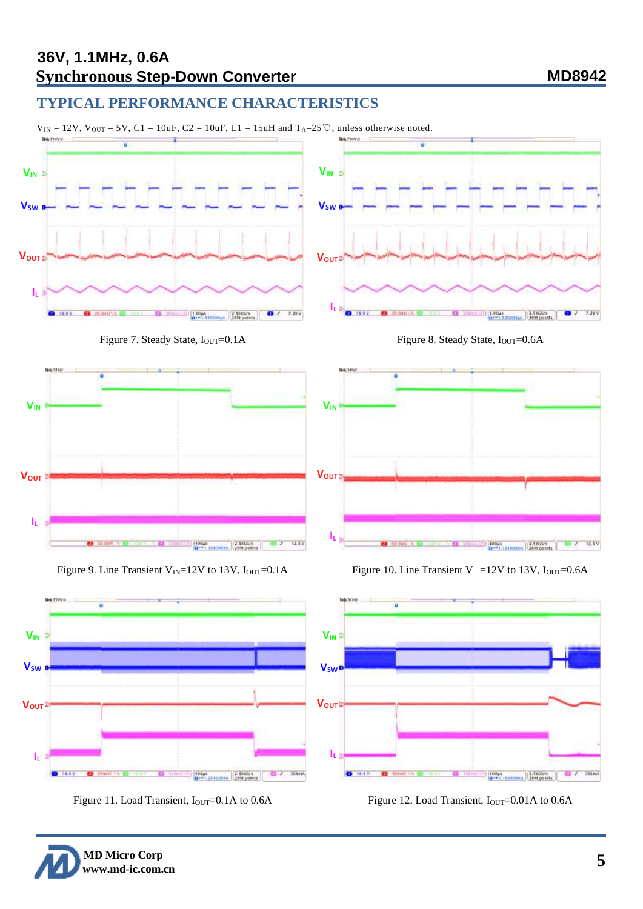## TYPICAL PERFORMANCE CHARACTERISTICS

$V_{IN}$ = 12V, $V_{OUT}$ = 5V, C1 = 10uF, C2 = 10uF, L1 = 15uH and $T_A$=25℃, unless otherwise noted.

$V_{IN}$

$V_{SW}$

$V_{OUT}$

$I_L$

Figure 7. Steady State, $I_{OUT}$=0.1A

$V_{IN}$

$V_{SW}$

$V_{OUT}$

$I_L$

Figure 8. Steady State, $I_{OUT}$=0.6A

$V_{IN}$

$V_{OUT}$

$I_L$

Figure 9. Line Transient $V_{IN}$=12V to 13V, $I_{OUT}$=0.1A

$V_{IN}$

$V_{OUT}$

$I_L$

Figure 10. Line Transient V =12V to 13V, $I_{OUT}$=0.6A

$V_{IN}$

$V_{SW}$

$V_{OUT}$

$I_L$

Figure 11. Load Transient, $I_{OUT}$=0.1A to 0.6A

$V_{IN}$

$V_{SW}$

$V_{OUT}$

$I_L$

Figure 12. Load Transient, $I_{OUT}$=0.01A to 0.6A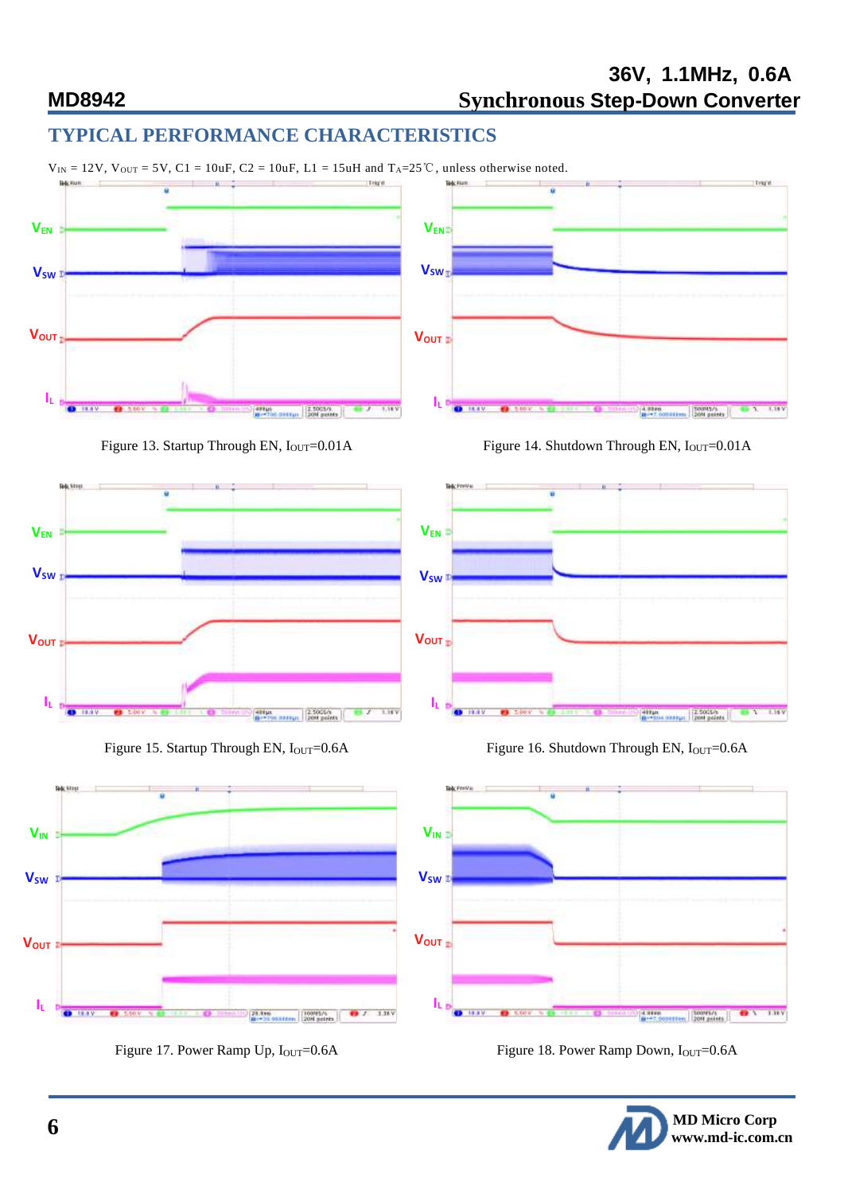## TYPICAL PERFORMANCE CHARACTERISTICS

$V_{IN}$ = 12V, $V_{OUT}$ = 5V, C1 = 10uF, C2 = 10uF, L1 = 15uH and $T_A$=25℃, unless otherwise noted.

$V_{EN}$
$V_{SW}$
$V_{OUT}$
$I_L$

Figure 13. Startup Through EN, $I_{OUT}$=0.01A

$V_{EN}$
$V_{SW}$
$V_{OUT}$
$I_L$

Figure 14. Shutdown Through EN, $I_{OUT}$=0.01A

$V_{EN}$
$V_{SW}$
$V_{OUT}$
$I_L$

Figure 15. Startup Through EN, $I_{OUT}$=0.6A

$V_{EN}$
$V_{SW}$
$V_{OUT}$
$I_L$

Figure 16. Shutdown Through EN, $I_{OUT}$=0.6A

$V_{IN}$
$V_{SW}$
$V_{OUT}$
$I_L$

Figure 17. Power Ramp Up, $I_{OUT}$=0.6A

$V_{IN}$
$V_{SW}$
$V_{OUT}$
$I_L$

Figure 18. Power Ramp Down, $I_{OUT}$=0.6A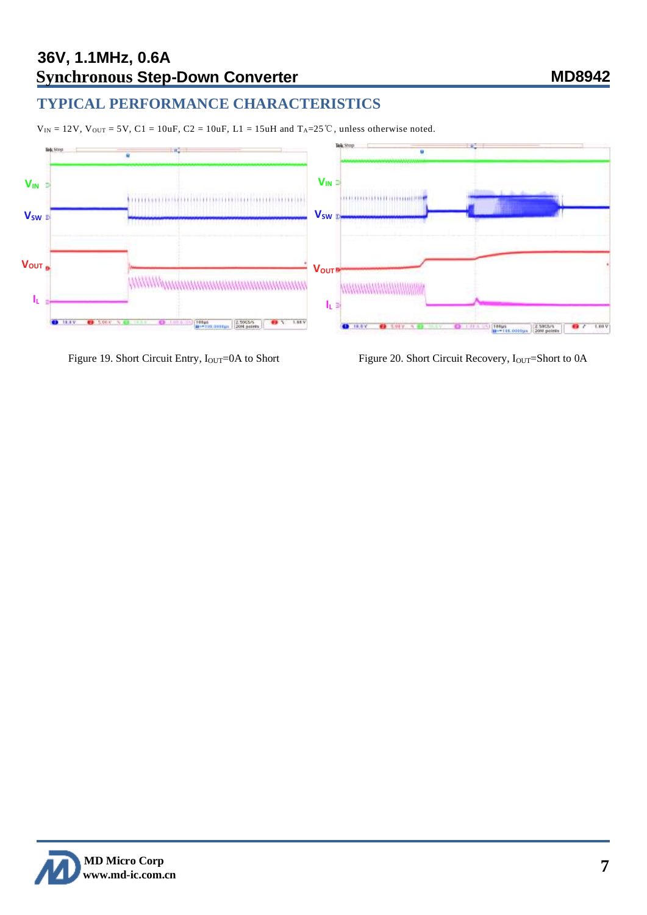## TYPICAL PERFORMANCE CHARACTERISTICS

$V_{IN}$ = 12V, $V_{OUT}$ = 5V, C1 = 10uF, C2 = 10uF, L1 = 15uH and $T_A$=25℃, unless otherwise noted.

$V_{IN}$

$V_{SW}$

$V_{OUT}$

$I_L$

Figure 19. Short Circuit Entry, $I_{OUT}$=0A to Short

$V_{IN}$

$V_{SW}$

$V_{OUT}$

$I_L$

Figure 20. Short Circuit Recovery, $I_{OUT}$=Short to 0A

MD Micro Corp
www.md-ic.com.cn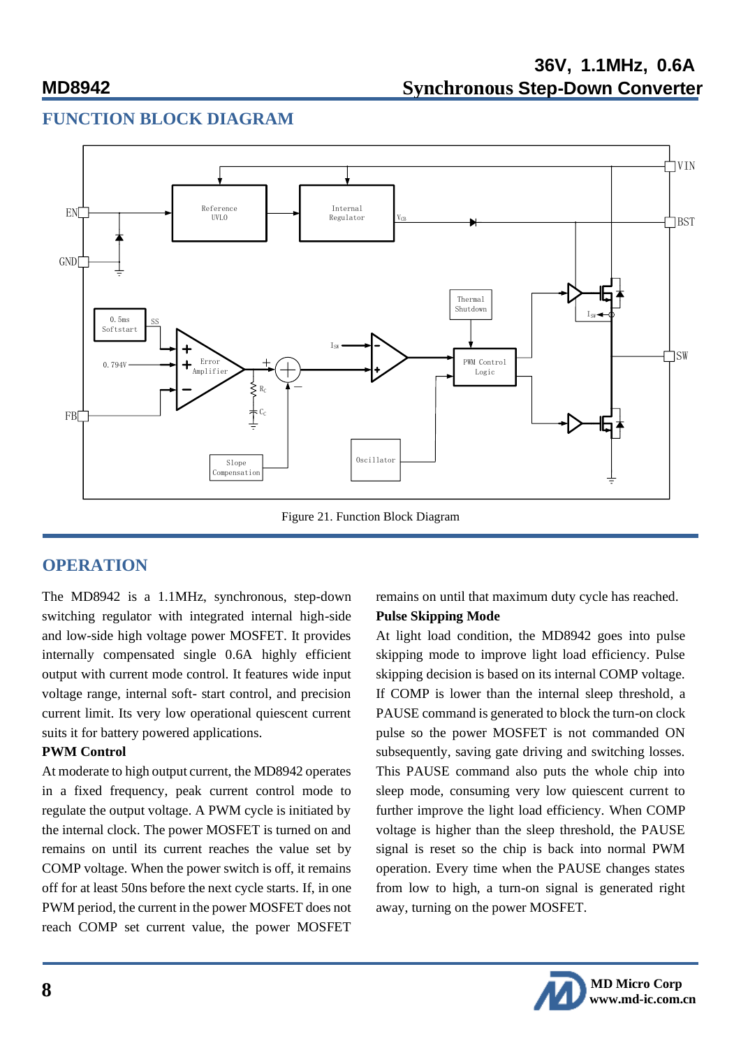## FUNCTION BLOCK DIAGRAM

VIN
BST
SW
EN
GND
FB
Reference UVLO
Internal Regulator
$V_{CB}$
0.5ms Softstart
SS
0.794V
Error Amplifier
$R_C$
$C_C$
$I_{SN}$
$I_{SW}$
Thermal Shutdown
PWM Control Logic
Slope Compensation
Oscillator

Figure 21. Function Block Diagram

## OPERATION

The MD8942 is a 1.1MHz, synchronous, step-down switching regulator with integrated internal high-side and low-side high voltage power MOSFET. It provides internally compensated single 0.6A highly efficient output with current mode control. It features wide input voltage range, internal soft- start control, and precision current limit. Its very low operational quiescent current suits it for battery powered applications.

**PWM Control**

At moderate to high output current, the MD8942 operates in a fixed frequency, peak current control mode to regulate the output voltage. A PWM cycle is initiated by the internal clock. The power MOSFET is turned on and remains on until its current reaches the value set by COMP voltage. When the power switch is off, it remains off for at least 50ns before the next cycle starts. If, in one PWM period, the current in the power MOSFET does not reach COMP set current value, the power MOSFET remains on until that maximum duty cycle has reached.

**Pulse Skipping Mode**

At light load condition, the MD8942 goes into pulse skipping mode to improve light load efficiency. Pulse skipping decision is based on its internal COMP voltage. If COMP is lower than the internal sleep threshold, a PAUSE command is generated to block the turn-on clock pulse so the power MOSFET is not commanded ON subsequently, saving gate driving and switching losses. This PAUSE command also puts the whole chip into sleep mode, consuming very low quiescent current to further improve the light load efficiency. When COMP voltage is higher than the sleep threshold, the PAUSE signal is reset so the chip is back into normal PWM operation. Every time when the PAUSE changes states from low to high, a turn-on signal is generated right away, turning on the power MOSFET.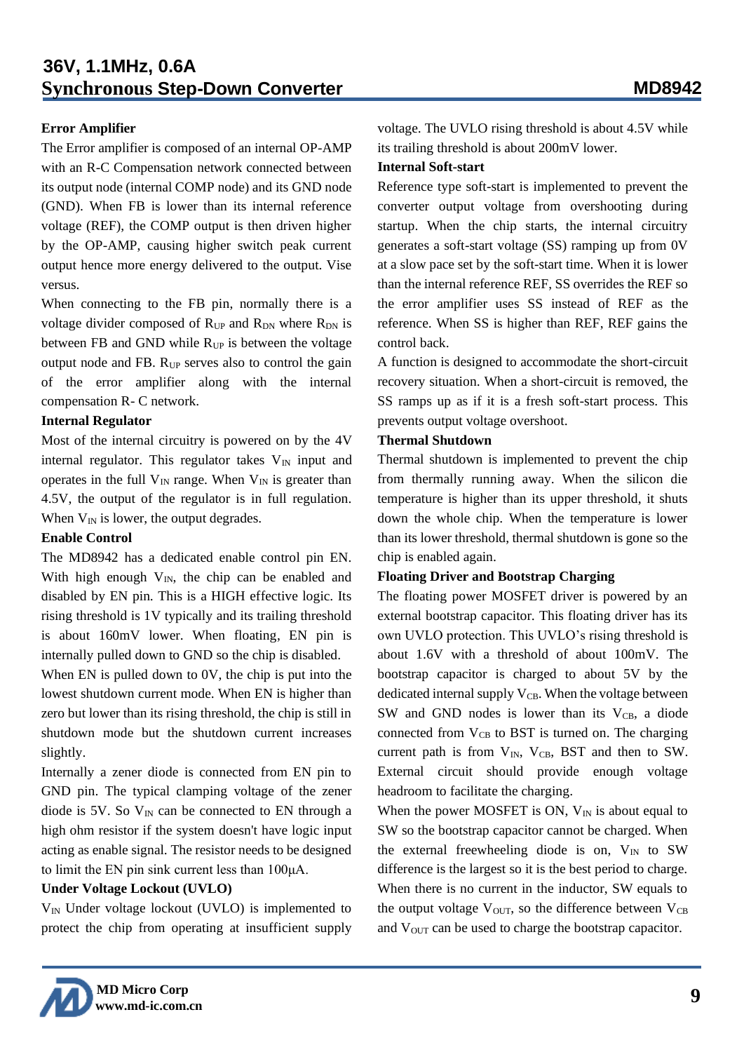### Error Amplifier

The Error amplifier is composed of an internal OP-AMP with an R-C Compensation network connected between its output node (internal COMP node) and its GND node (GND). When FB is lower than its internal reference voltage (REF), the COMP output is then driven higher by the OP-AMP, causing higher switch peak current output hence more energy delivered to the output. Vise versus.

When connecting to the FB pin, normally there is a voltage divider composed of $R_{UP}$ and $R_{DN}$ where $R_{DN}$ is between FB and GND while $R_{UP}$ is between the voltage output node and FB. $R_{UP}$ serves also to control the gain of the error amplifier along with the internal compensation R- C network.

### Internal Regulator

Most of the internal circuitry is powered on by the 4V internal regulator. This regulator takes $V_{IN}$ input and operates in the full $V_{IN}$ range. When $V_{IN}$ is greater than 4.5V, the output of the regulator is in full regulation. When $V_{IN}$ is lower, the output degrades.

### Enable Control

The MD8942 has a dedicated enable control pin EN. With high enough $V_{IN}$, the chip can be enabled and disabled by EN pin. This is a HIGH effective logic. Its rising threshold is 1V typically and its trailing threshold is about 160mV lower. When floating, EN pin is internally pulled down to GND so the chip is disabled.

When EN is pulled down to 0V, the chip is put into the lowest shutdown current mode. When EN is higher than zero but lower than its rising threshold, the chip is still in shutdown mode but the shutdown current increases slightly.

Internally a zener diode is connected from EN pin to GND pin. The typical clamping voltage of the zener diode is 5V. So $V_{IN}$ can be connected to EN through a high ohm resistor if the system doesn't have logic input acting as enable signal. The resistor needs to be designed to limit the EN pin sink current less than 100μA.

### Under Voltage Lockout (UVLO)

$V_{IN}$ Under voltage lockout (UVLO) is implemented to protect the chip from operating at insufficient supply voltage. The UVLO rising threshold is about 4.5V while its trailing threshold is about 200mV lower.

### Internal Soft-start

Reference type soft-start is implemented to prevent the converter output voltage from overshooting during startup. When the chip starts, the internal circuitry generates a soft-start voltage (SS) ramping up from 0V at a slow pace set by the soft-start time. When it is lower than the internal reference REF, SS overrides the REF so the error amplifier uses SS instead of REF as the reference. When SS is higher than REF, REF gains the control back.

A function is designed to accommodate the short-circuit recovery situation. When a short-circuit is removed, the SS ramps up as if it is a fresh soft-start process. This prevents output voltage overshoot.

### Thermal Shutdown

Thermal shutdown is implemented to prevent the chip from thermally running away. When the silicon die temperature is higher than its upper threshold, it shuts down the whole chip. When the temperature is lower than its lower threshold, thermal shutdown is gone so the chip is enabled again.

### Floating Driver and Bootstrap Charging

The floating power MOSFET driver is powered by an external bootstrap capacitor. This floating driver has its own UVLO protection. This UVLO's rising threshold is about 1.6V with a threshold of about 100mV. The bootstrap capacitor is charged to about 5V by the dedicated internal supply $V_{CB}$. When the voltage between SW and GND nodes is lower than its $V_{CB}$, a diode connected from $V_{CB}$ to BST is turned on. The charging current path is from $V_{IN}$, $V_{CB}$, BST and then to SW. External circuit should provide enough voltage headroom to facilitate the charging.

When the power MOSFET is ON, $V_{IN}$ is about equal to SW so the bootstrap capacitor cannot be charged. When the external freewheeling diode is on, $V_{IN}$ to SW difference is the largest so it is the best period to charge. When there is no current in the inductor, SW equals to the output voltage $V_{OUT}$, so the difference between $V_{CB}$ and $V_{OUT}$ can be used to charge the bootstrap capacitor.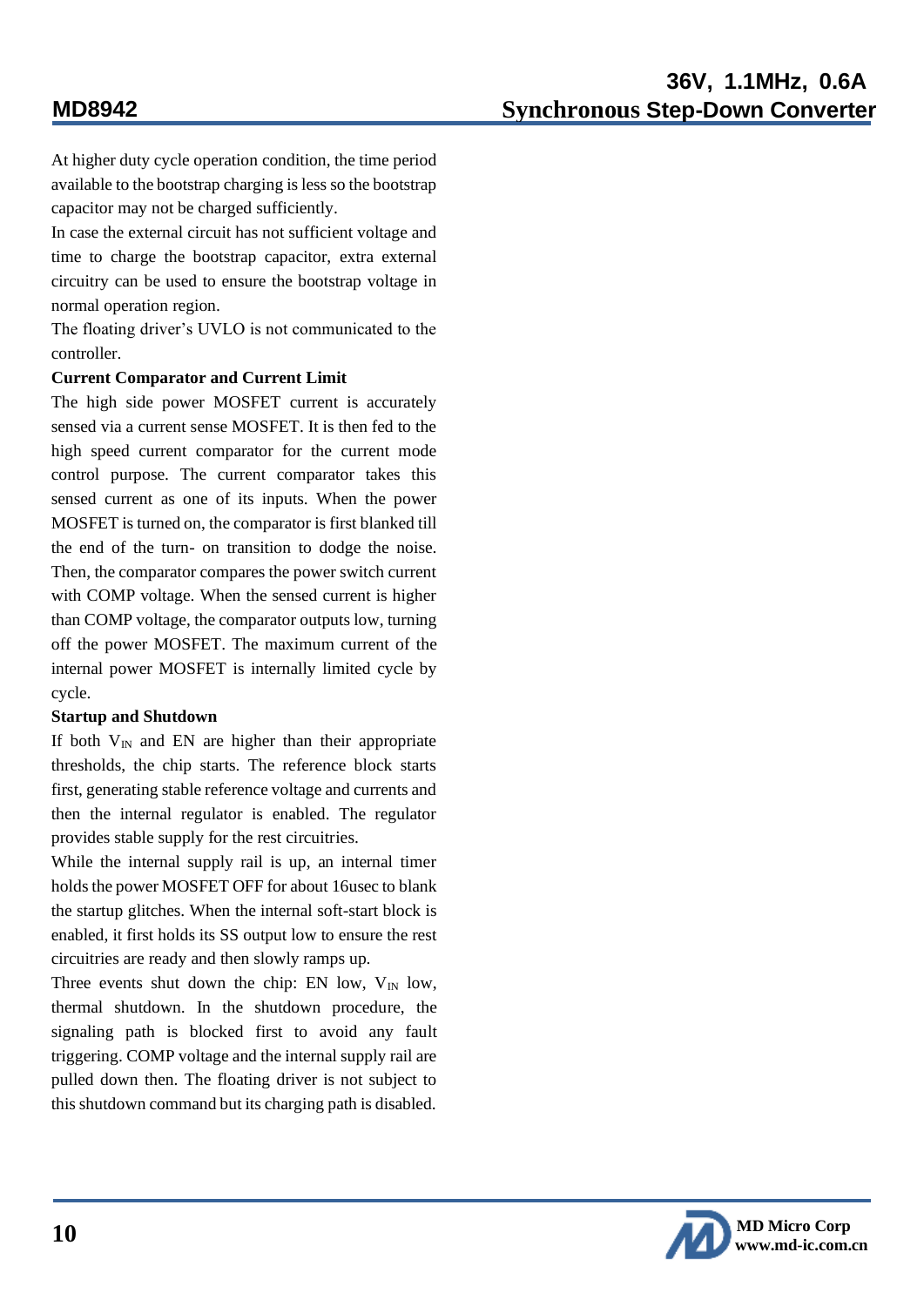At higher duty cycle operation condition, the time period available to the bootstrap charging is less so the bootstrap capacitor may not be charged sufficiently.

In case the external circuit has not sufficient voltage and time to charge the bootstrap capacitor, extra external circuitry can be used to ensure the bootstrap voltage in normal operation region.

The floating driver's UVLO is not communicated to the controller.

**Current Comparator and Current Limit**

The high side power MOSFET current is accurately sensed via a current sense MOSFET. It is then fed to the high speed current comparator for the current mode control purpose. The current comparator takes this sensed current as one of its inputs. When the power MOSFET is turned on, the comparator is first blanked till the end of the turn- on transition to dodge the noise. Then, the comparator compares the power switch current with COMP voltage. When the sensed current is higher than COMP voltage, the comparator outputs low, turning off the power MOSFET. The maximum current of the internal power MOSFET is internally limited cycle by cycle.

**Startup and Shutdown**

If both $V_{IN}$ and EN are higher than their appropriate thresholds, the chip starts. The reference block starts first, generating stable reference voltage and currents and then the internal regulator is enabled. The regulator provides stable supply for the rest circuitries.

While the internal supply rail is up, an internal timer holds the power MOSFET OFF for about 16usec to blank the startup glitches. When the internal soft-start block is enabled, it first holds its SS output low to ensure the rest circuitries are ready and then slowly ramps up.

Three events shut down the chip: EN low, $V_{IN}$ low, thermal shutdown. In the shutdown procedure, the signaling path is blocked first to avoid any fault triggering. COMP voltage and the internal supply rail are pulled down then. The floating driver is not subject to this shutdown command but its charging path is disabled.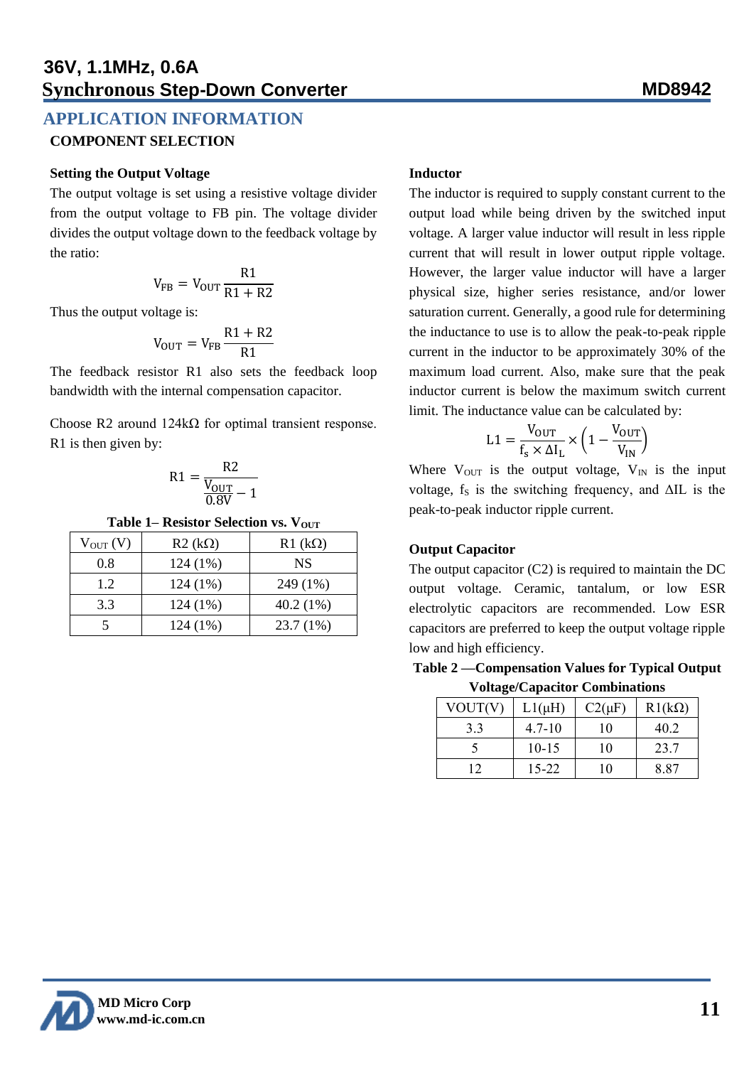## APPLICATION INFORMATION

### COMPONENT SELECTION

**Setting the Output Voltage**

The output voltage is set using a resistive voltage divider from the output voltage to FB pin. The voltage divider divides the output voltage down to the feedback voltage by the ratio:

$$V_{FB} = V_{OUT}\frac{R1}{R1+R2}$$

Thus the output voltage is:

$$V_{OUT} = V_{FB}\frac{R1+R2}{R1}$$

The feedback resistor R1 also sets the feedback loop bandwidth with the internal compensation capacitor.

Choose R2 around 124kΩ for optimal transient response. R1 is then given by:

$$R1 = \frac{R2}{\frac{V_{OUT}}{0.8V}-1}$$

**Table 1– Resistor Selection vs. $V_{OUT}$**

| $V_{OUT}$ (V) | R2 (kΩ) | R1 (kΩ) |
|---|---|---|
| 0.8 | 124 (1%) | NS |
| 1.2 | 124 (1%) | 249 (1%) |
| 3.3 | 124 (1%) | 40.2 (1%) |
| 5 | 124 (1%) | 23.7 (1%) |

**Inductor**

The inductor is required to supply constant current to the output load while being driven by the switched input voltage. A larger value inductor will result in less ripple current that will result in lower output ripple voltage. However, the larger value inductor will have a larger physical size, higher series resistance, and/or lower saturation current. Generally, a good rule for determining the inductance to use is to allow the peak-to-peak ripple current in the inductor to be approximately 30% of the maximum load current. Also, make sure that the peak inductor current is below the maximum switch current limit. The inductance value can be calculated by:

$$L1 = \frac{V_{OUT}}{f_s \times \Delta I_L} \times \left(1-\frac{V_{OUT}}{V_{IN}}\right)$$

Where $V_{OUT}$ is the output voltage, $V_{IN}$ is the input voltage, $f_S$ is the switching frequency, and ΔIL is the peak-to-peak inductor ripple current.

**Output Capacitor**

The output capacitor (C2) is required to maintain the DC output voltage. Ceramic, tantalum, or low ESR electrolytic capacitors are recommended. Low ESR capacitors are preferred to keep the output voltage ripple low and high efficiency.

**Table 2 —Compensation Values for Typical Output Voltage/Capacitor Combinations**

| VOUT(V) | L1(μH) | C2(μF) | R1(kΩ) |
|---|---|---|---|
| 3.3 | 4.7-10 | 10 | 40.2 |
| 5 | 10-15 | 10 | 23.7 |
| 12 | 15-22 | 10 | 8.87 |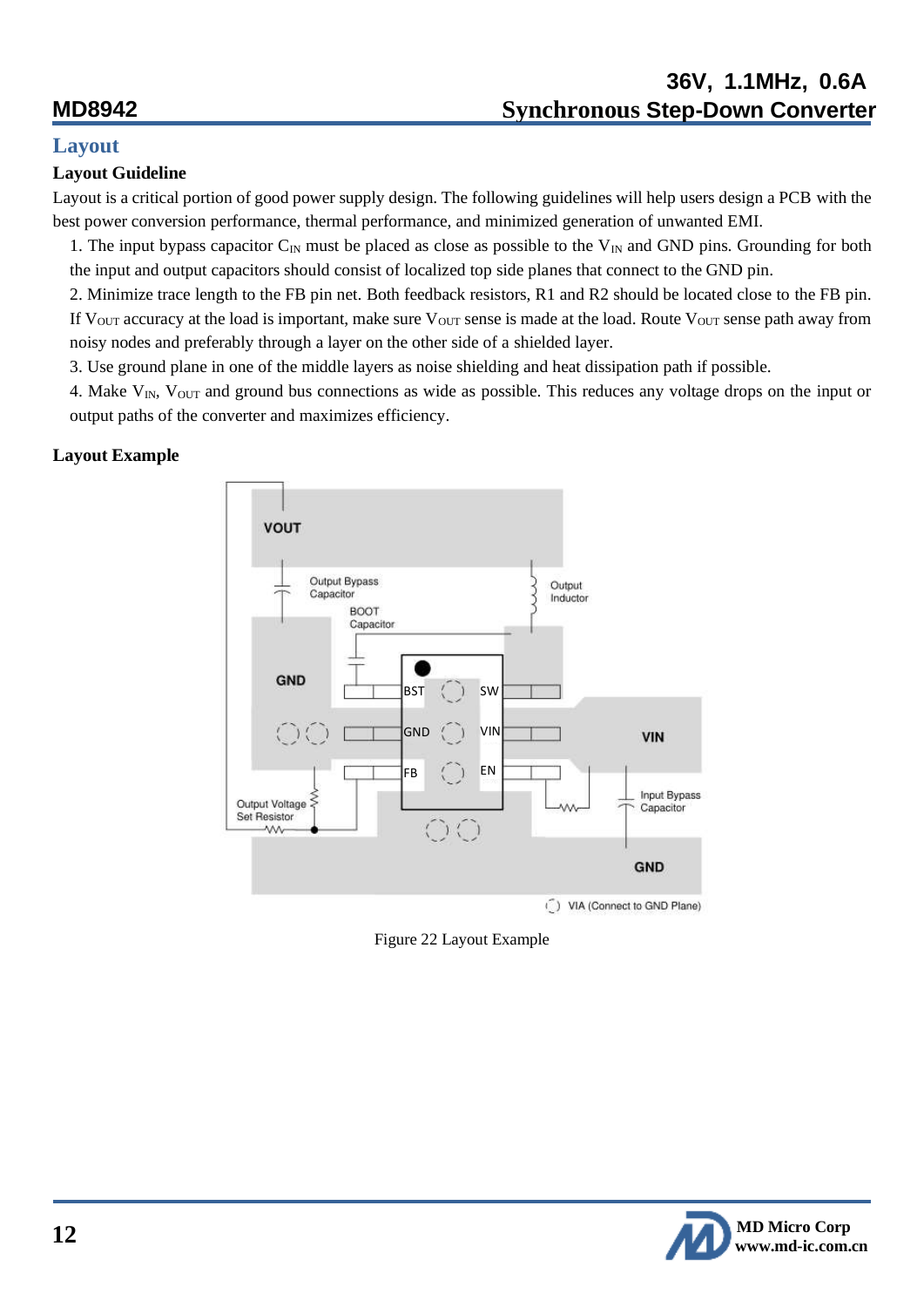## Layout

### Layout Guideline

Layout is a critical portion of good power supply design. The following guidelines will help users design a PCB with the best power conversion performance, thermal performance, and minimized generation of unwanted EMI.

1. The input bypass capacitor $C_{IN}$ must be placed as close as possible to the $V_{IN}$ and GND pins. Grounding for both the input and output capacitors should consist of localized top side planes that connect to the GND pin.
2. Minimize trace length to the FB pin net. Both feedback resistors, R1 and R2 should be located close to the FB pin. If $V_{OUT}$ accuracy at the load is important, make sure $V_{OUT}$ sense is made at the load. Route $V_{OUT}$ sense path away from noisy nodes and preferably through a layer on the other side of a shielded layer.
3. Use ground plane in one of the middle layers as noise shielding and heat dissipation path if possible.
4. Make $V_{IN}$, $V_{OUT}$ and ground bus connections as wide as possible. This reduces any voltage drops on the input or output paths of the converter and maximizes efficiency.

### Layout Example

VOUT
Output Bypass Capacitor
Output Inductor
BOOT Capacitor
GND
BST
SW
GND
VIN
VIN
FB
EN
Input Bypass Capacitor
Output Voltage Set Resistor
GND
VIA (Connect to GND Plane)

Figure 22 Layout Example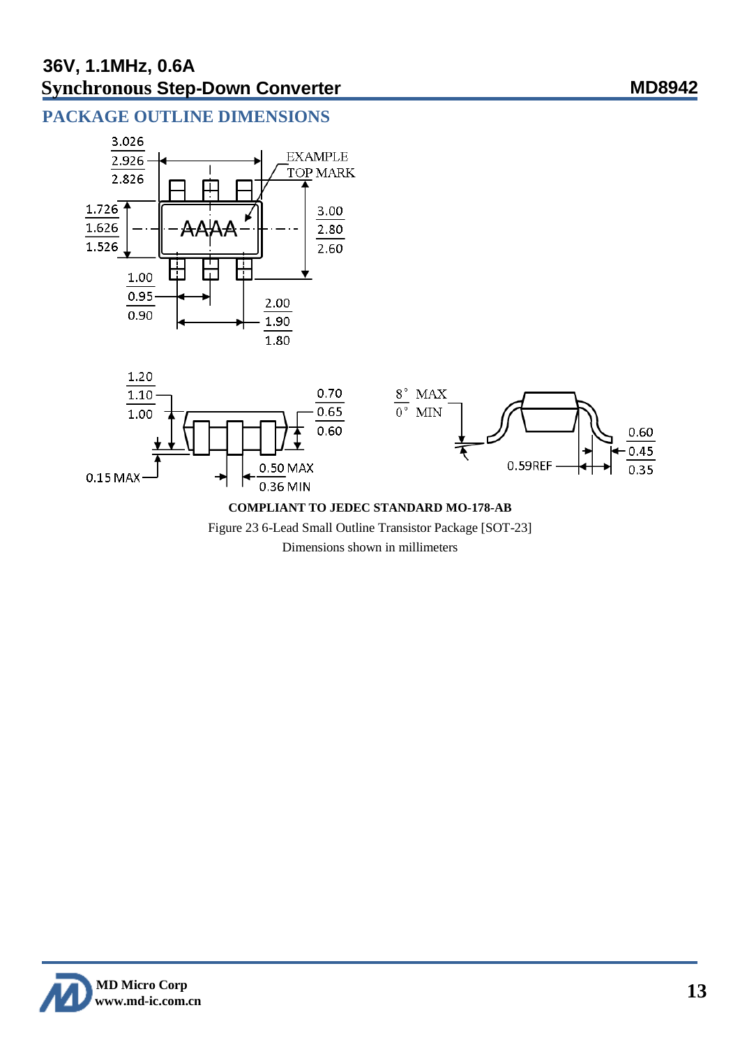## PACKAGE OUTLINE DIMENSIONS

3.026
2.926
2.826

EXAMPLE
TOP MARK

1.726
1.626
1.526

AAAA

3.00
2.80
2.60

1.00
0.95
0.90

2.00
1.90
1.80

1.20
1.10
1.00

0.70
0.65
0.60

0.15 MAX

0.50 MAX
0.36 MIN

8° MAX
0° MIN

0.60
0.45
0.35

0.59REF

**COMPLIANT TO JEDEC STANDARD MO-178-AB**

Figure 23 6-Lead Small Outline Transistor Package [SOT-23]

Dimensions shown in millimeters